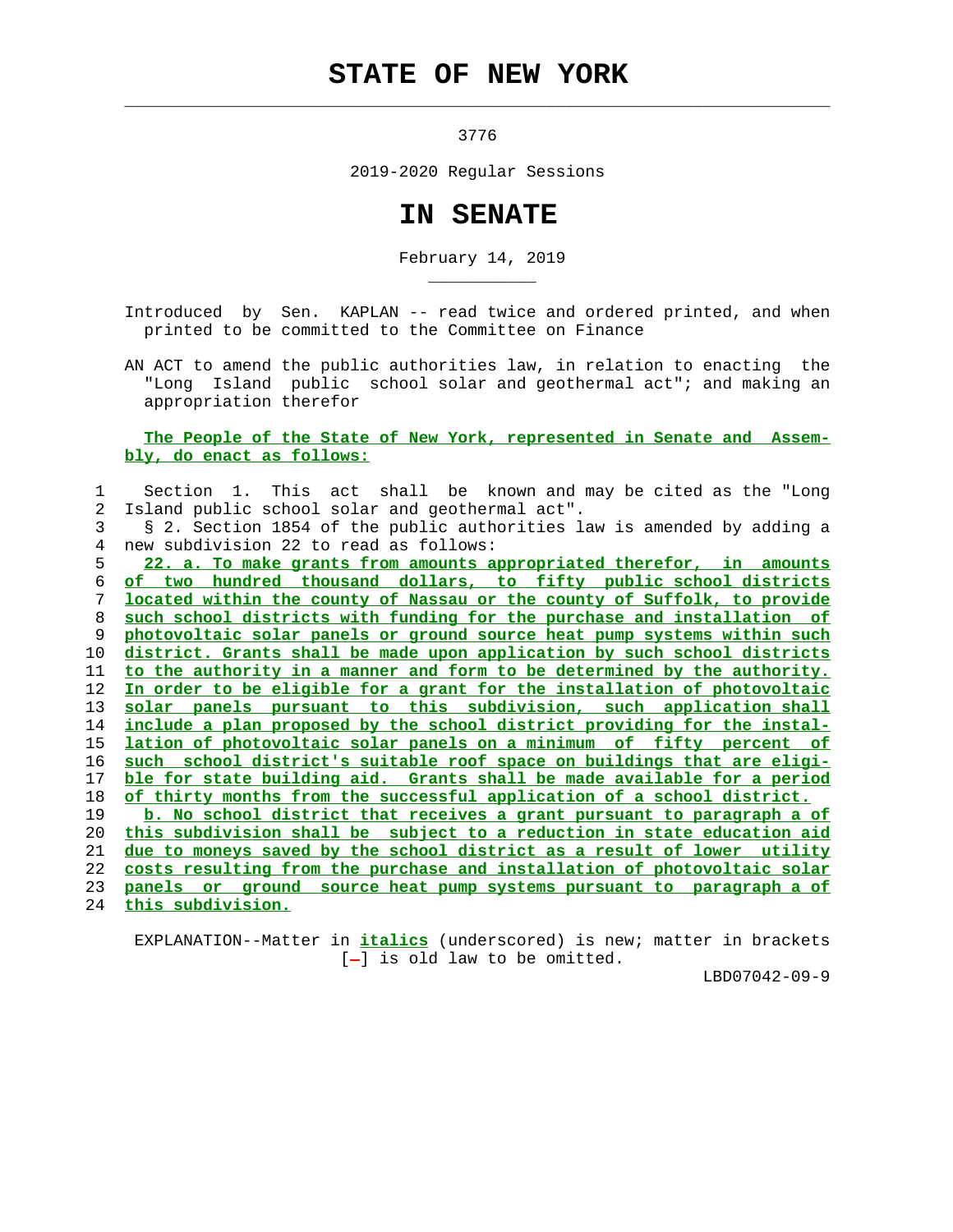# STATE OF NEW YORK

3776

2019-2020 Regular Sessions

# IN SENATE

February 14, 2019

Introduced by Sen. KAPLAN -- read twice and ordered printed, and when printed to be committed to the Committee on Finance

AN ACT to amend the public authorities law, in relation to enacting the "Long Island public school solar and geothermal act"; and making an appropriation therefor

**The People of the State of New York, represented in Senate and Assembly, do enact as follows:**

Section 1. This act shall be known and may be cited as the "Long Island public school solar and geothermal act".

§ 2. Section 1854 of the public authorities law is amended by adding a new subdivision 22 to read as follows:

*22. a. To make grants from amounts appropriated therefor, in amounts of two hundred thousand dollars, to fifty public school districts located within the county of Nassau or the county of Suffolk, to provide such school districts with funding for the purchase and installation of photovoltaic solar panels or ground source heat pump systems within such district. Grants shall be made upon application by such school districts to the authority in a manner and form to be determined by the authority. In order to be eligible for a grant for the installation of photovoltaic solar panels pursuant to this subdivision, such application shall include a plan proposed by the school district providing for the installation of photovoltaic solar panels on a minimum of fifty percent of such school district's suitable roof space on buildings that are eligible for state building aid. Grants shall be made available for a period of thirty months from the successful application of a school district.*

*b. No school district that receives a grant pursuant to paragraph a of this subdivision shall be subject to a reduction in state education aid due to moneys saved by the school district as a result of lower utility costs resulting from the purchase and installation of photovoltaic solar panels or ground source heat pump systems pursuant to paragraph a of this subdivision.*

EXPLANATION--Matter in *italics* (underscored) is new; matter in brackets [-] is old law to be omitted.

LBD07042-09-9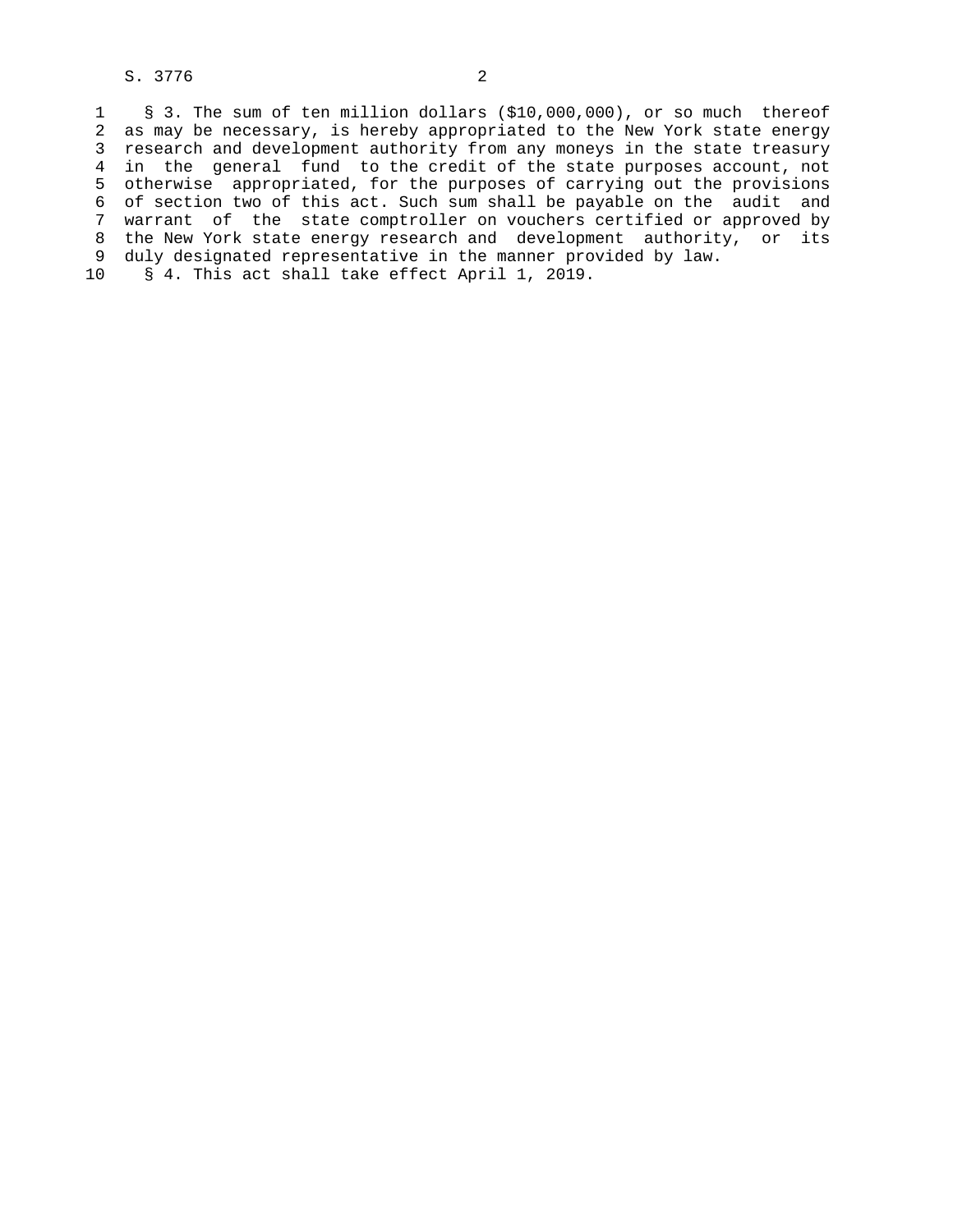§ 3. The sum of ten million dollars ($10,000,000), or so much thereof as may be necessary, is hereby appropriated to the New York state energy research and development authority from any moneys in the state treasury in the general fund to the credit of the state purposes account, not otherwise appropriated, for the purposes of carrying out the provisions of section two of this act. Such sum shall be payable on the audit and warrant of the state comptroller on vouchers certified or approved by the New York state energy research and development authority, or its duly designated representative in the manner provided by law.

§ 4. This act shall take effect April 1, 2019.